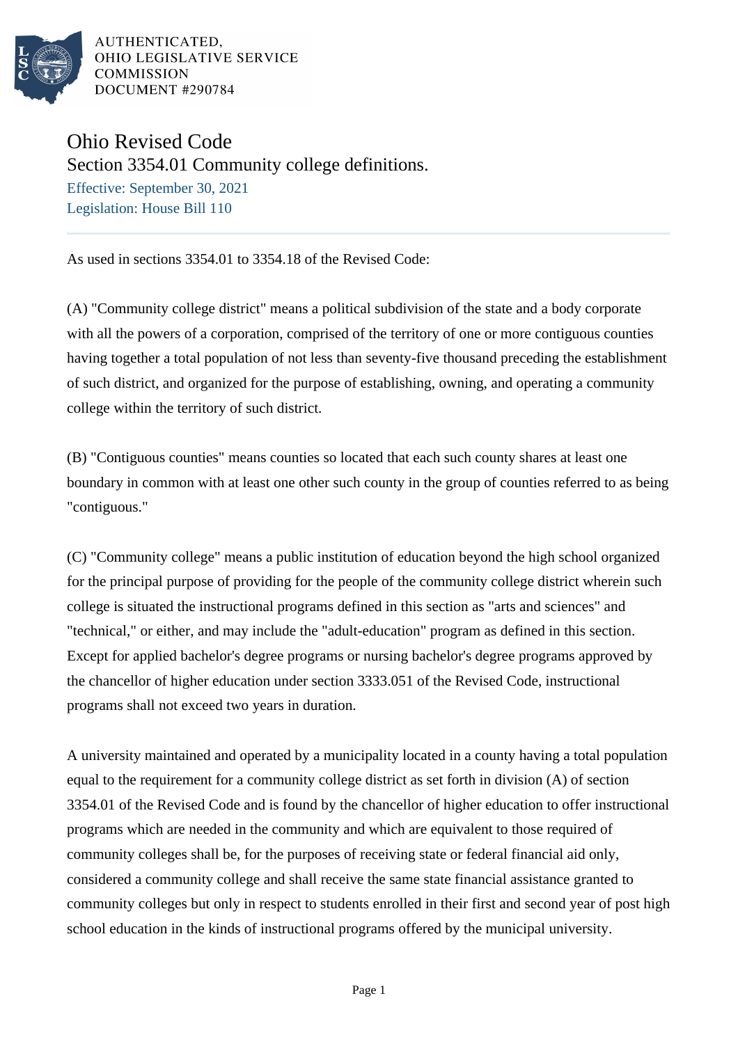AUTHENTICATED,
OHIO LEGISLATIVE SERVICE
COMMISSION
DOCUMENT #290784

# Ohio Revised Code

## Section 3354.01 Community college definitions.

Effective: September 30, 2021

Legislation: House Bill 110

As used in sections 3354.01 to 3354.18 of the Revised Code:

(A) "Community college district" means a political subdivision of the state and a body corporate with all the powers of a corporation, comprised of the territory of one or more contiguous counties having together a total population of not less than seventy-five thousand preceding the establishment of such district, and organized for the purpose of establishing, owning, and operating a community college within the territory of such district.

(B) "Contiguous counties" means counties so located that each such county shares at least one boundary in common with at least one other such county in the group of counties referred to as being "contiguous."

(C) "Community college" means a public institution of education beyond the high school organized for the principal purpose of providing for the people of the community college district wherein such college is situated the instructional programs defined in this section as "arts and sciences" and "technical," or either, and may include the "adult-education" program as defined in this section. Except for applied bachelor's degree programs or nursing bachelor's degree programs approved by the chancellor of higher education under section 3333.051 of the Revised Code, instructional programs shall not exceed two years in duration.

A university maintained and operated by a municipality located in a county having a total population equal to the requirement for a community college district as set forth in division (A) of section 3354.01 of the Revised Code and is found by the chancellor of higher education to offer instructional programs which are needed in the community and which are equivalent to those required of community colleges shall be, for the purposes of receiving state or federal financial aid only, considered a community college and shall receive the same state financial assistance granted to community colleges but only in respect to students enrolled in their first and second year of post high school education in the kinds of instructional programs offered by the municipal university.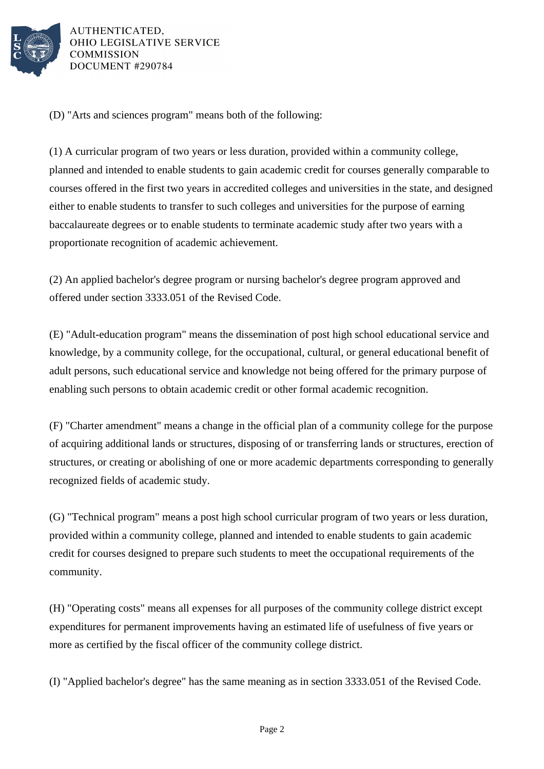(D) "Arts and sciences program" means both of the following:

(1) A curricular program of two years or less duration, provided within a community college, planned and intended to enable students to gain academic credit for courses generally comparable to courses offered in the first two years in accredited colleges and universities in the state, and designed either to enable students to transfer to such colleges and universities for the purpose of earning baccalaureate degrees or to enable students to terminate academic study after two years with a proportionate recognition of academic achievement.

(2) An applied bachelor's degree program or nursing bachelor's degree program approved and offered under section 3333.051 of the Revised Code.

(E) "Adult-education program" means the dissemination of post high school educational service and knowledge, by a community college, for the occupational, cultural, or general educational benefit of adult persons, such educational service and knowledge not being offered for the primary purpose of enabling such persons to obtain academic credit or other formal academic recognition.

(F) "Charter amendment" means a change in the official plan of a community college for the purpose of acquiring additional lands or structures, disposing of or transferring lands or structures, erection of structures, or creating or abolishing of one or more academic departments corresponding to generally recognized fields of academic study.

(G) "Technical program" means a post high school curricular program of two years or less duration, provided within a community college, planned and intended to enable students to gain academic credit for courses designed to prepare such students to meet the occupational requirements of the community.

(H) "Operating costs" means all expenses for all purposes of the community college district except expenditures for permanent improvements having an estimated life of usefulness of five years or more as certified by the fiscal officer of the community college district.

(I) "Applied bachelor's degree" has the same meaning as in section 3333.051 of the Revised Code.